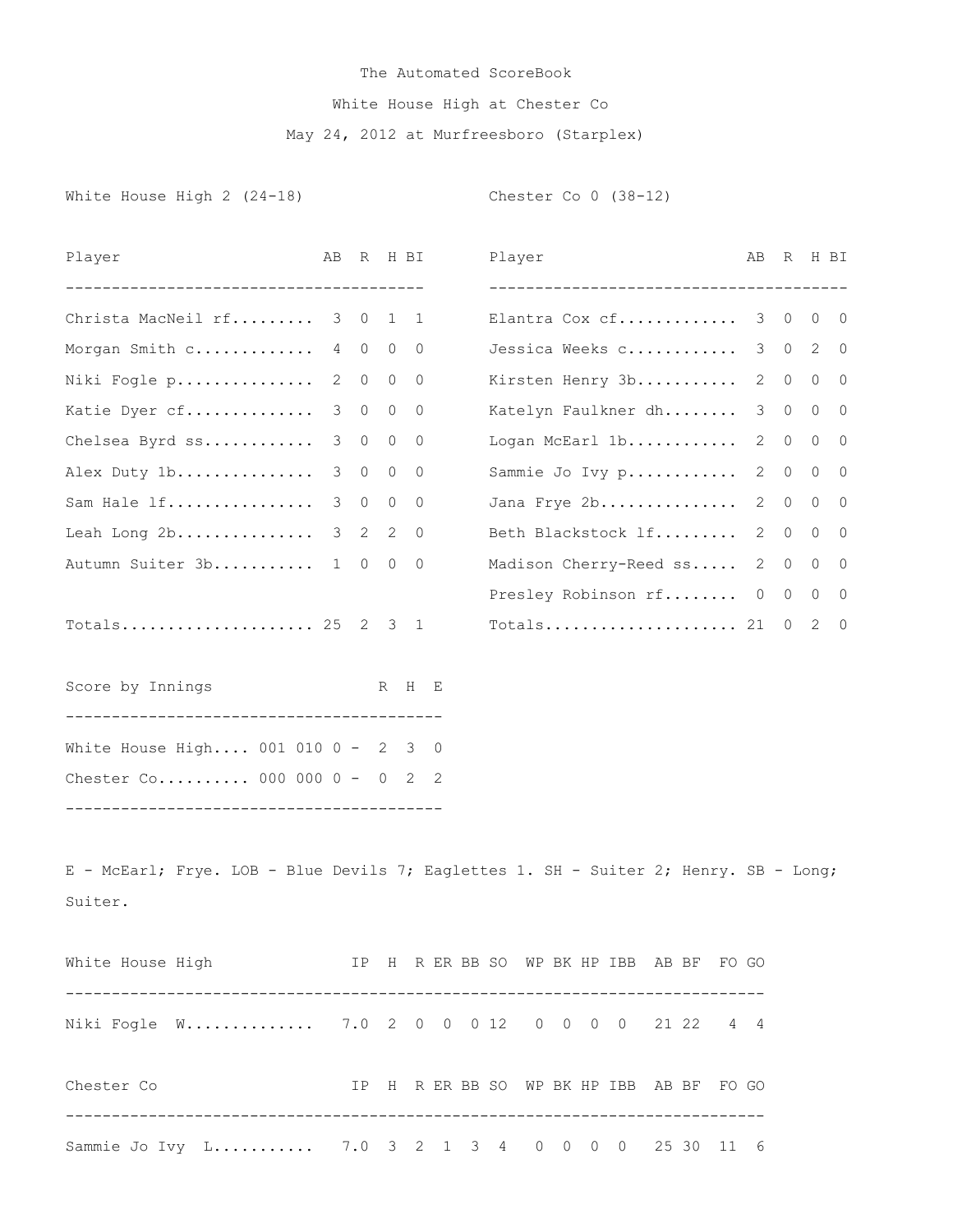# The Automated ScoreBook

## White House High at Chester Co

### May 24, 2012 at Murfreesboro (Starplex)

**White House High 2 (24-18)**

| Player | AB | R | H | BI |
|---|---|---|---|---|
| Christa MacNeil rf | 3 | 0 | 1 | 1 |
| Morgan Smith c | 4 | 0 | 0 | 0 |
| Niki Fogle p | 2 | 0 | 0 | 0 |
| Katie Dyer cf | 3 | 0 | 0 | 0 |
| Chelsea Byrd ss | 3 | 0 | 0 | 0 |
| Alex Duty 1b | 3 | 0 | 0 | 0 |
| Sam Hale lf | 3 | 0 | 0 | 0 |
| Leah Long 2b | 3 | 2 | 2 | 0 |
| Autumn Suiter 3b | 1 | 0 | 0 | 0 |
| Totals | 25 | 2 | 3 | 1 |

**Chester Co 0 (38-12)**

| Player | AB | R | H | BI |
|---|---|---|---|---|
| Elantra Cox cf | 3 | 0 | 0 | 0 |
| Jessica Weeks c | 3 | 0 | 2 | 0 |
| Kirsten Henry 3b | 2 | 0 | 0 | 0 |
| Katelyn Faulkner dh | 3 | 0 | 0 | 0 |
| Logan McEarl 1b | 2 | 0 | 0 | 0 |
| Sammie Jo Ivy p | 2 | 0 | 0 | 0 |
| Jana Frye 2b | 2 | 0 | 0 | 0 |
| Beth Blackstock lf | 2 | 0 | 0 | 0 |
| Madison Cherry-Reed ss | 2 | 0 | 0 | 0 |
| Presley Robinson rf | 0 | 0 | 0 | 0 |
| Totals | 21 | 0 | 2 | 0 |

| Score by Innings | | R | H | E |
|---|---|---|---|---|
| White House High | 001 010 0 | 2 | 3 | 0 |
| Chester Co | 000 000 0 | 0 | 2 | 2 |

E - McEarl; Frye. LOB - Blue Devils 7; Eaglettes 1. SH - Suiter 2; Henry. SB - Long; Suiter.

| White House High | IP | H | R | ER | BB | SO | WP | BK | HP | IBB | AB | BF | FO | GO |
|---|---|---|---|---|---|---|---|---|---|---|---|---|---|---|
| Niki Fogle W | 7.0 | 2 | 0 | 0 | 0 | 12 | 0 | 0 | 0 | 0 | 21 | 22 | 4 | 4 |

| Chester Co | IP | H | R | ER | BB | SO | WP | BK | HP | IBB | AB | BF | FO | GO |
|---|---|---|---|---|---|---|---|---|---|---|---|---|---|---|
| Sammie Jo Ivy L | 7.0 | 3 | 2 | 1 | 3 | 4 | 0 | 0 | 0 | 0 | 25 | 30 | 11 | 6 |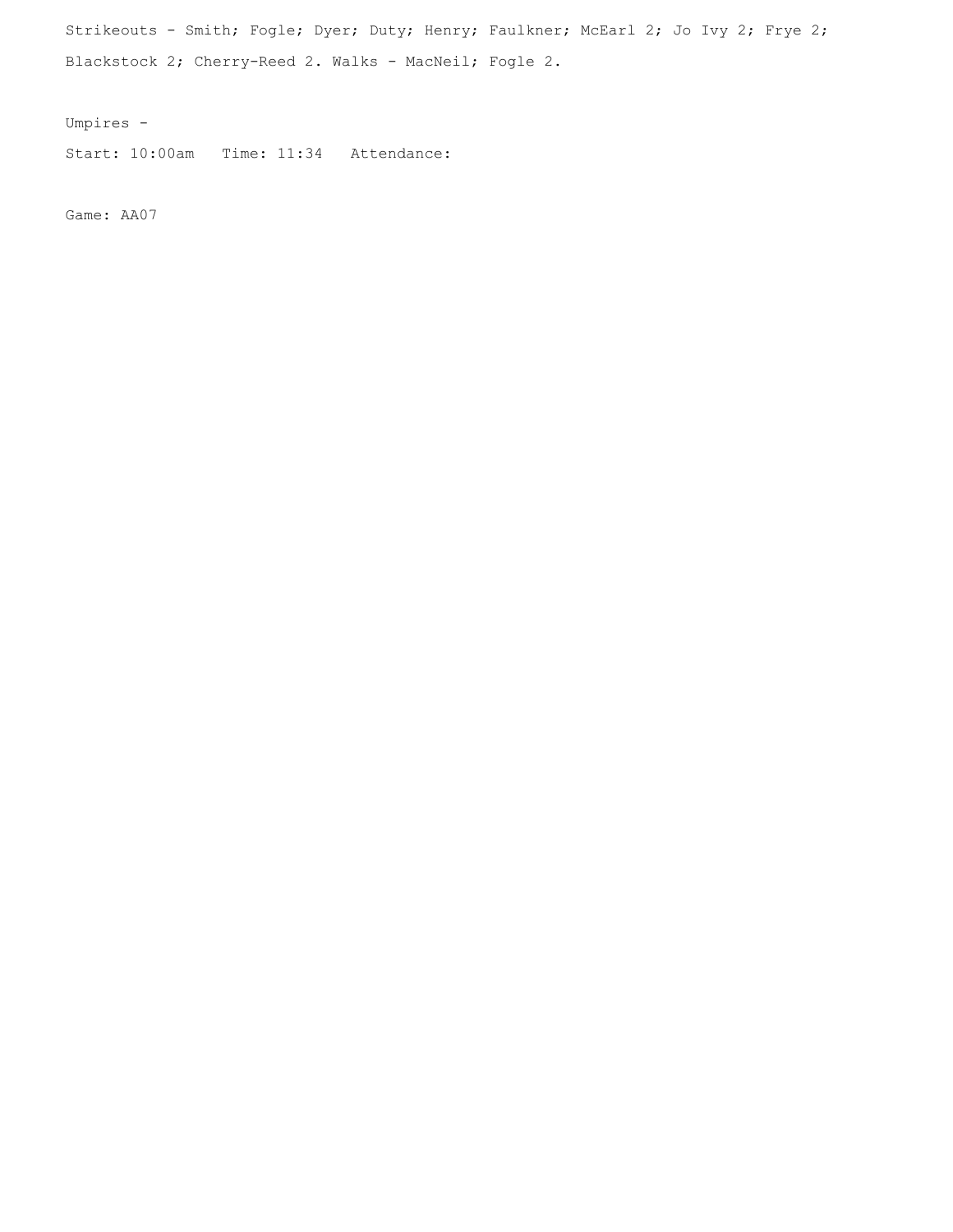Strikeouts - Smith; Fogle; Dyer; Duty; Henry; Faulkner; McEarl 2; Jo Ivy 2; Frye 2; Blackstock 2; Cherry-Reed 2. Walks - MacNeil; Fogle 2.

Umpires -

Start: 10:00am   Time: 11:34   Attendance:

Game: AA07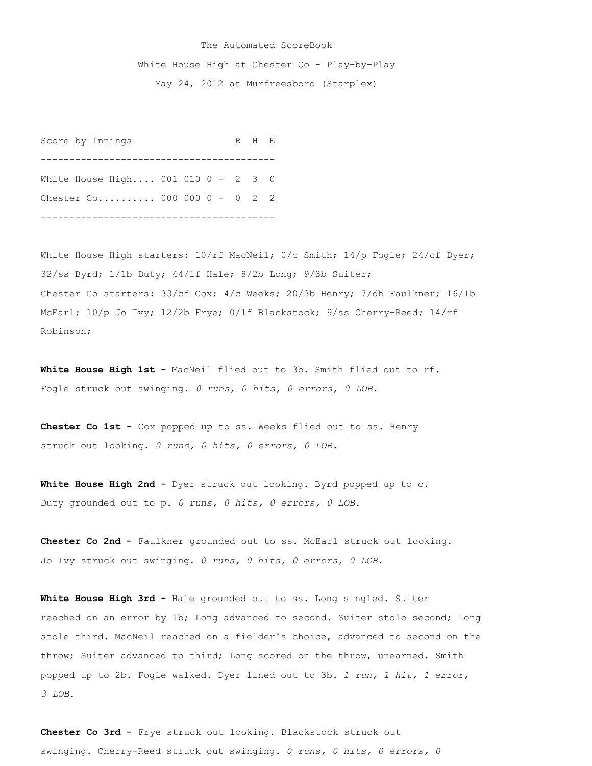The Automated ScoreBook

White House High at Chester Co - Play-by-Play

May 24, 2012 at Murfreesboro (Starplex)

| Score by Innings | | R | H | E |
|---|---|---|---|---|
| White House High.... | 001 010 0 - | 2 | 3 | 0 |
| Chester Co.......... | 000 000 0 - | 0 | 2 | 2 |

White House High starters: 10/rf MacNeil; 0/c Smith; 14/p Fogle; 24/cf Dyer; 32/ss Byrd; 1/1b Duty; 44/lf Hale; 8/2b Long; 9/3b Suiter;
Chester Co starters: 33/cf Cox; 4/c Weeks; 20/3b Henry; 7/dh Faulkner; 16/1b McEarl; 10/p Jo Ivy; 12/2b Frye; 0/lf Blackstock; 9/ss Cherry-Reed; 14/rf Robinson;

**White House High 1st -** MacNeil flied out to 3b. Smith flied out to rf. Fogle struck out swinging. *0 runs, 0 hits, 0 errors, 0 LOB.*

**Chester Co 1st -** Cox popped up to ss. Weeks flied out to ss. Henry struck out looking. *0 runs, 0 hits, 0 errors, 0 LOB.*

**White House High 2nd -** Dyer struck out looking. Byrd popped up to c. Duty grounded out to p. *0 runs, 0 hits, 0 errors, 0 LOB.*

**Chester Co 2nd -** Faulkner grounded out to ss. McEarl struck out looking. Jo Ivy struck out swinging. *0 runs, 0 hits, 0 errors, 0 LOB.*

**White House High 3rd -** Hale grounded out to ss. Long singled. Suiter reached on an error by 1b; Long advanced to second. Suiter stole second; Long stole third. MacNeil reached on a fielder's choice, advanced to second on the throw; Suiter advanced to third; Long scored on the throw, unearned. Smith popped up to 2b. Fogle walked. Dyer lined out to 3b. *1 run, 1 hit, 1 error, 3 LOB.*

**Chester Co 3rd -** Frye struck out looking. Blackstock struck out swinging. Cherry-Reed struck out swinging. *0 runs, 0 hits, 0 errors, 0*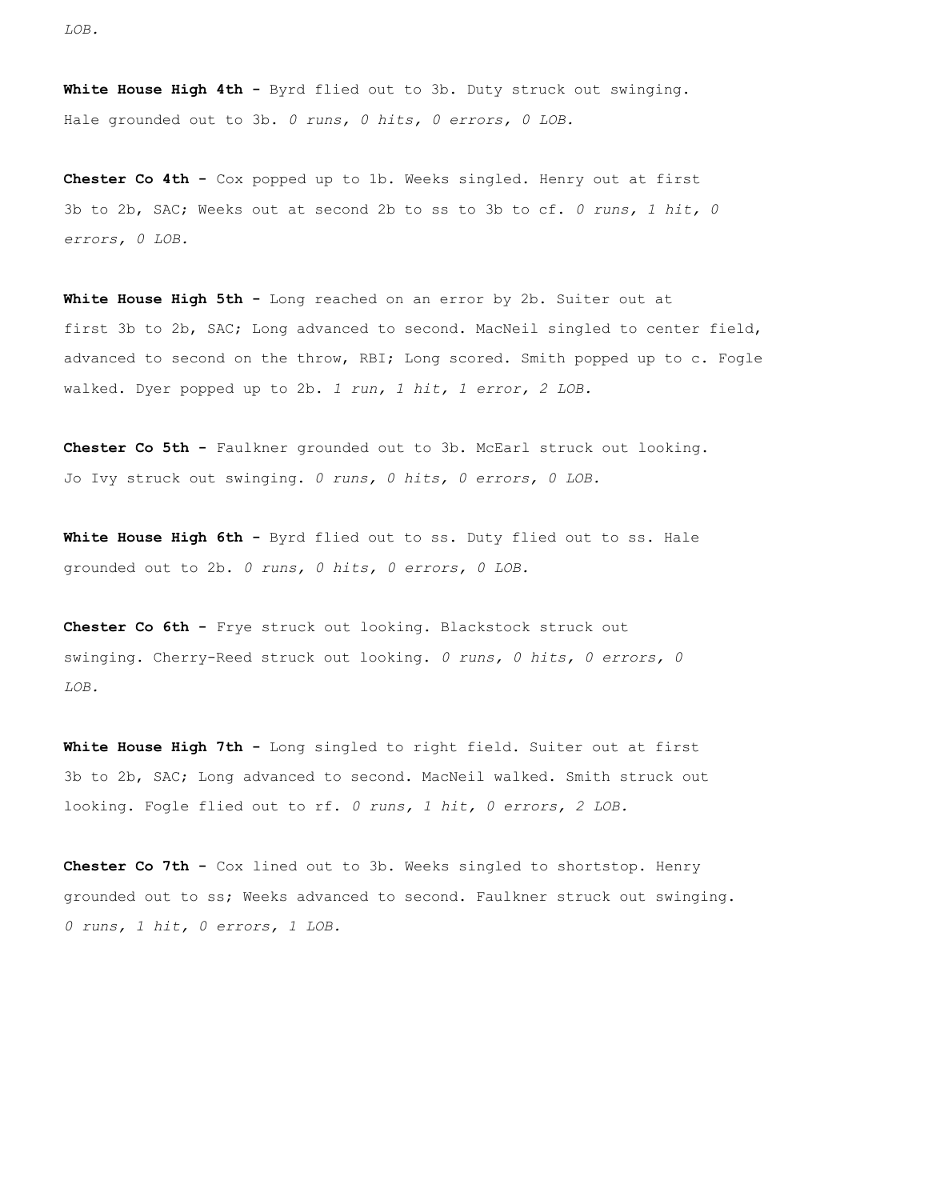*LOB.*

**White House High 4th -** Byrd flied out to 3b. Duty struck out swinging. Hale grounded out to 3b. *0 runs, 0 hits, 0 errors, 0 LOB.*

**Chester Co 4th -** Cox popped up to 1b. Weeks singled. Henry out at first 3b to 2b, SAC; Weeks out at second 2b to ss to 3b to cf. *0 runs, 1 hit, 0 errors, 0 LOB.*

**White House High 5th -** Long reached on an error by 2b. Suiter out at first 3b to 2b, SAC; Long advanced to second. MacNeil singled to center field, advanced to second on the throw, RBI; Long scored. Smith popped up to c. Fogle walked. Dyer popped up to 2b. *1 run, 1 hit, 1 error, 2 LOB.*

**Chester Co 5th -** Faulkner grounded out to 3b. McEarl struck out looking. Jo Ivy struck out swinging. *0 runs, 0 hits, 0 errors, 0 LOB.*

**White House High 6th -** Byrd flied out to ss. Duty flied out to ss. Hale grounded out to 2b. *0 runs, 0 hits, 0 errors, 0 LOB.*

**Chester Co 6th -** Frye struck out looking. Blackstock struck out swinging. Cherry-Reed struck out looking. *0 runs, 0 hits, 0 errors, 0 LOB.*

**White House High 7th -** Long singled to right field. Suiter out at first 3b to 2b, SAC; Long advanced to second. MacNeil walked. Smith struck out looking. Fogle flied out to rf. *0 runs, 1 hit, 0 errors, 2 LOB.*

**Chester Co 7th -** Cox lined out to 3b. Weeks singled to shortstop. Henry grounded out to ss; Weeks advanced to second. Faulkner struck out swinging. *0 runs, 1 hit, 0 errors, 1 LOB.*